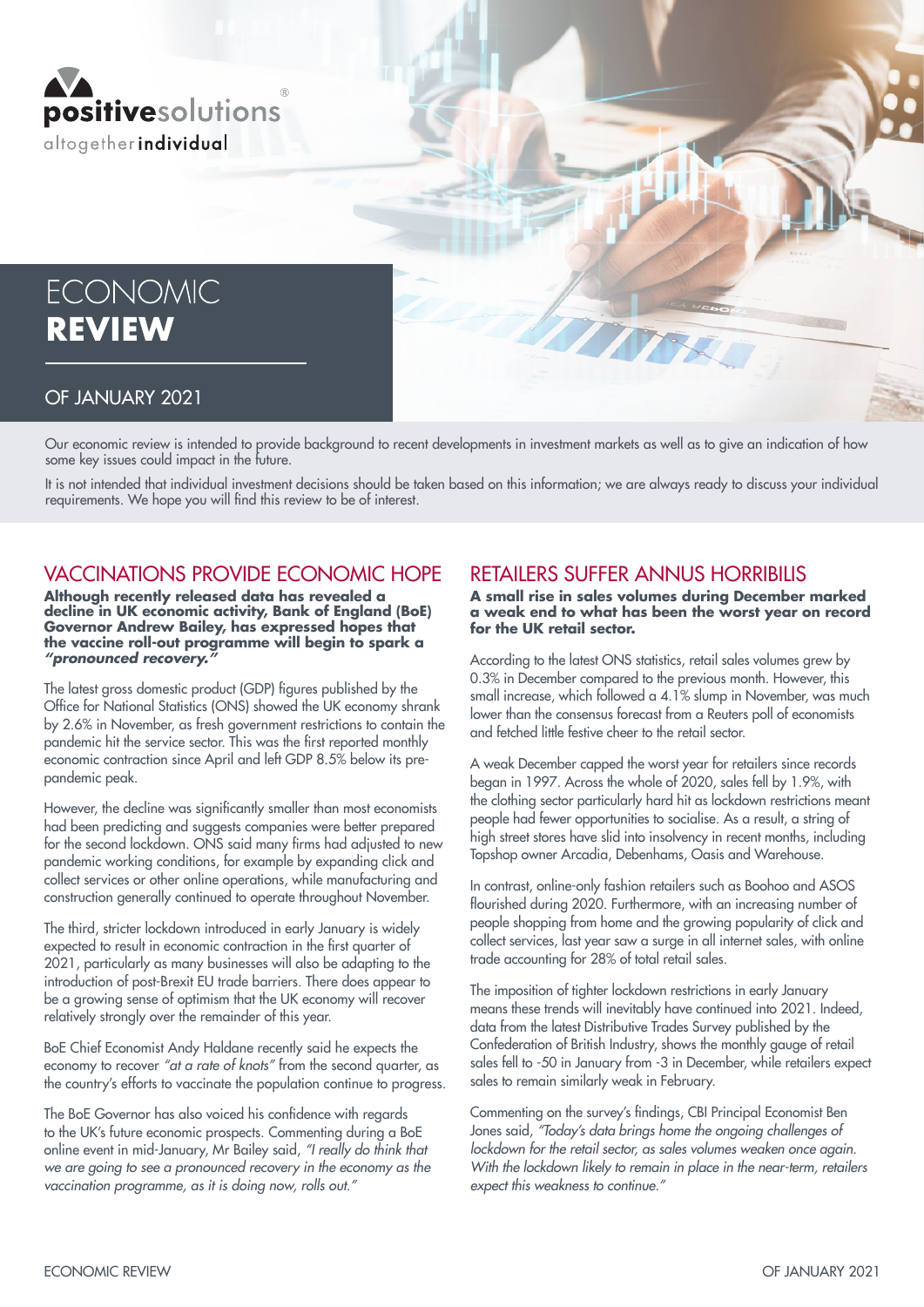positivesolutions®
altogether**individual**

# ECONOMIC **REVIEW**

## OF JANUARY 2021

Our economic review is intended to provide background to recent developments in investment markets as well as to give an indication of how some key issues could impact in the future.

It is not intended that individual investment decisions should be taken based on this information; we are always ready to discuss your individual requirements. We hope you will find this review to be of interest.

## VACCINATIONS PROVIDE ECONOMIC HOPE

**Although recently released data has revealed a decline in UK economic activity, Bank of England (BoE) Governor Andrew Bailey, has expressed hopes that the vaccine roll-out programme will begin to spark a *"pronounced recovery."***

The latest gross domestic product (GDP) figures published by the Office for National Statistics (ONS) showed the UK economy shrank by 2.6% in November, as fresh government restrictions to contain the pandemic hit the service sector. This was the first reported monthly economic contraction since April and left GDP 8.5% below its pre-pandemic peak.

However, the decline was significantly smaller than most economists had been predicting and suggests companies were better prepared for the second lockdown. ONS said many firms had adjusted to new pandemic working conditions, for example by expanding click and collect services or other online operations, while manufacturing and construction generally continued to operate throughout November.

The third, stricter lockdown introduced in early January is widely expected to result in economic contraction in the first quarter of 2021, particularly as many businesses will also be adapting to the introduction of post-Brexit EU trade barriers. There does appear to be a growing sense of optimism that the UK economy will recover relatively strongly over the remainder of this year.

BoE Chief Economist Andy Haldane recently said he expects the economy to recover *"at a rate of knots"* from the second quarter, as the country's efforts to vaccinate the population continue to progress.

The BoE Governor has also voiced his confidence with regards to the UK's future economic prospects. Commenting during a BoE online event in mid-January, Mr Bailey said, *"I really do think that we are going to see a pronounced recovery in the economy as the vaccination programme, as it is doing now, rolls out."*

## RETAILERS SUFFER ANNUS HORRIBILIS

**A small rise in sales volumes during December marked a weak end to what has been the worst year on record for the UK retail sector.**

According to the latest ONS statistics, retail sales volumes grew by 0.3% in December compared to the previous month. However, this small increase, which followed a 4.1% slump in November, was much lower than the consensus forecast from a Reuters poll of economists and fetched little festive cheer to the retail sector.

A weak December capped the worst year for retailers since records began in 1997. Across the whole of 2020, sales fell by 1.9%, with the clothing sector particularly hard hit as lockdown restrictions meant people had fewer opportunities to socialise. As a result, a string of high street stores have slid into insolvency in recent months, including Topshop owner Arcadia, Debenhams, Oasis and Warehouse.

In contrast, online-only fashion retailers such as Boohoo and ASOS flourished during 2020. Furthermore, with an increasing number of people shopping from home and the growing popularity of click and collect services, last year saw a surge in all internet sales, with online trade accounting for 28% of total retail sales.

The imposition of tighter lockdown restrictions in early January means these trends will inevitably have continued into 2021. Indeed, data from the latest Distributive Trades Survey published by the Confederation of British Industry, shows the monthly gauge of retail sales fell to -50 in January from -3 in December, while retailers expect sales to remain similarly weak in February.

Commenting on the survey's findings, CBI Principal Economist Ben Jones said, *"Today's data brings home the ongoing challenges of lockdown for the retail sector, as sales volumes weaken once again. With the lockdown likely to remain in place in the near-term, retailers expect this weakness to continue."*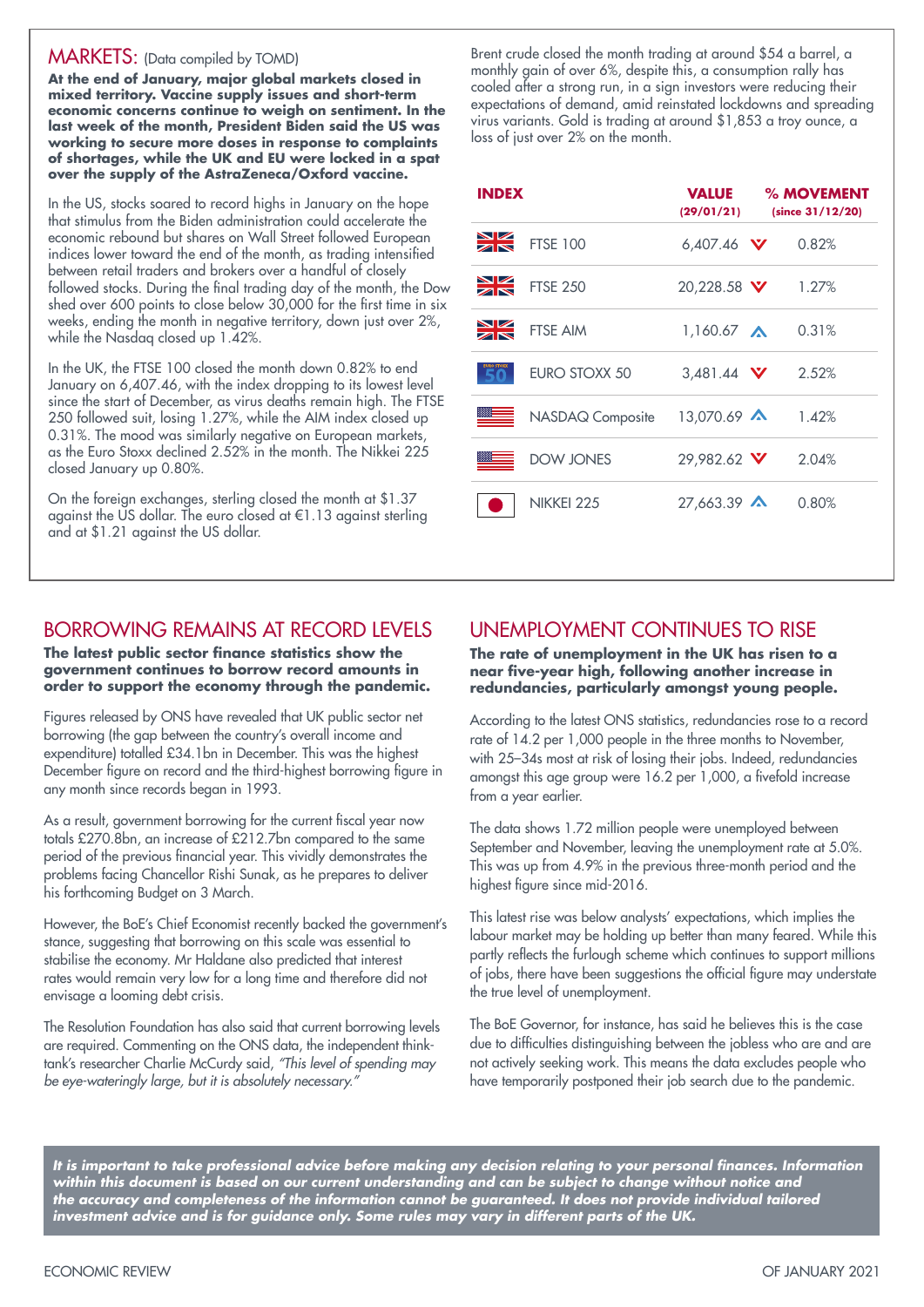## MARKETS: (Data compiled by TOMD)

**At the end of January, major global markets closed in mixed territory. Vaccine supply issues and short-term economic concerns continue to weigh on sentiment. In the last week of the month, President Biden said the US was working to secure more doses in response to complaints of shortages, while the UK and EU were locked in a spat over the supply of the AstraZeneca/Oxford vaccine.**

In the US, stocks soared to record highs in January on the hope that stimulus from the Biden administration could accelerate the economic rebound but shares on Wall Street followed European indices lower toward the end of the month, as trading intensified between retail traders and brokers over a handful of closely followed stocks. During the final trading day of the month, the Dow shed over 600 points to close below 30,000 for the first time in six weeks, ending the month in negative territory, down just over 2%, while the Nasdaq closed up 1.42%.

In the UK, the FTSE 100 closed the month down 0.82% to end January on 6,407.46, with the index dropping to its lowest level since the start of December, as virus deaths remain high. The FTSE 250 followed suit, losing 1.27%, while the AIM index closed up 0.31%. The mood was similarly negative on European markets, as the Euro Stoxx declined 2.52% in the month. The Nikkei 225 closed January up 0.80%.

On the foreign exchanges, sterling closed the month at $1.37 against the US dollar. The euro closed at €1.13 against sterling and at $1.21 against the US dollar.

Brent crude closed the month trading at around $54 a barrel, a monthly gain of over 6%, despite this, a consumption rally has cooled after a strong run, in a sign investors were reducing their expectations of demand, amid reinstated lockdowns and spreading virus variants. Gold is trading at around $1,853 a troy ounce, a loss of just over 2% on the month.

| INDEX | VALUE (29/01/21) | % MOVEMENT (since 31/12/20) |
|---|---|---|
| FTSE 100 | 6,407.46 ▼ | 0.82% |
| FTSE 250 | 20,228.58 ▼ | 1.27% |
| FTSE AIM | 1,160.67 ▲ | 0.31% |
| EURO STOXX 50 | 3,481.44 ▼ | 2.52% |
| NASDAQ Composite | 13,070.69 ▲ | 1.42% |
| DOW JONES | 29,982.62 ▼ | 2.04% |
| NIKKEI 225 | 27,663.39 ▲ | 0.80% |

## BORROWING REMAINS AT RECORD LEVELS

**The latest public sector finance statistics show the government continues to borrow record amounts in order to support the economy through the pandemic.**

Figures released by ONS have revealed that UK public sector net borrowing (the gap between the country's overall income and expenditure) totalled £34.1bn in December. This was the highest December figure on record and the third-highest borrowing figure in any month since records began in 1993.

As a result, government borrowing for the current fiscal year now totals £270.8bn, an increase of £212.7bn compared to the same period of the previous financial year. This vividly demonstrates the problems facing Chancellor Rishi Sunak, as he prepares to deliver his forthcoming Budget on 3 March.

However, the BoE's Chief Economist recently backed the government's stance, suggesting that borrowing on this scale was essential to stabilise the economy. Mr Haldane also predicted that interest rates would remain very low for a long time and therefore did not envisage a looming debt crisis.

The Resolution Foundation has also said that current borrowing levels are required. Commenting on the ONS data, the independent think-tank's researcher Charlie McCurdy said, *"This level of spending may be eye-wateringly large, but it is absolutely necessary."*

## UNEMPLOYMENT CONTINUES TO RISE

**The rate of unemployment in the UK has risen to a near five-year high, following another increase in redundancies, particularly amongst young people.**

According to the latest ONS statistics, redundancies rose to a record rate of 14.2 per 1,000 people in the three months to November, with 25–34s most at risk of losing their jobs. Indeed, redundancies amongst this age group were 16.2 per 1,000, a fivefold increase from a year earlier.

The data shows 1.72 million people were unemployed between September and November, leaving the unemployment rate at 5.0%. This was up from 4.9% in the previous three-month period and the highest figure since mid-2016.

This latest rise was below analysts' expectations, which implies the labour market may be holding up better than many feared. While this partly reflects the furlough scheme which continues to support millions of jobs, there have been suggestions the official figure may understate the true level of unemployment.

The BoE Governor, for instance, has said he believes this is the case due to difficulties distinguishing between the jobless who are and are not actively seeking work. This means the data excludes people who have temporarily postponed their job search due to the pandemic.

***It is important to take professional advice before making any decision relating to your personal finances. Information within this document is based on our current understanding and can be subject to change without notice and the accuracy and completeness of the information cannot be guaranteed. It does not provide individual tailored investment advice and is for guidance only. Some rules may vary in different parts of the UK.***